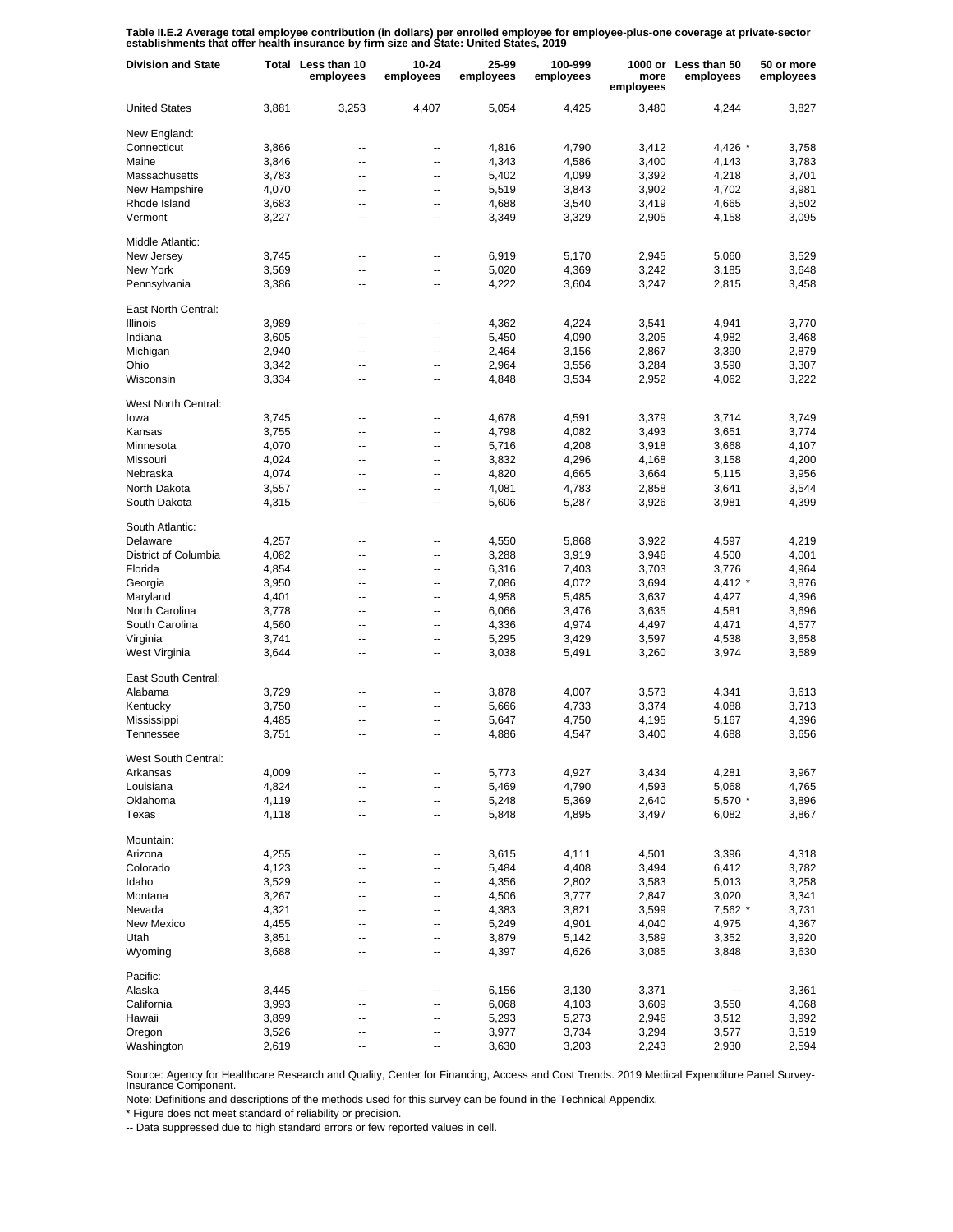**Table II.E.2 Average total employee contribution (in dollars) per enrolled employee for employee-plus-one coverage at private-sector establishments that offer health insurance by firm size and State: United States, 2019**

| Division and State | Total | Less than 10 employees | 10-24 employees | 25-99 employees | 100-999 employees | 1000 or more employees | Less than 50 employees | 50 or more employees |
|---|---|---|---|---|---|---|---|---|
| United States | 3,881 | 3,253 | 4,407 | 5,054 | 4,425 | 3,480 | 4,244 | 3,827 |
| New England: | | | | | | | | |
| Connecticut | 3,866 | -- | -- | 4,816 | 4,790 | 3,412 | 4,426 * | 3,758 |
| Maine | 3,846 | -- | -- | 4,343 | 4,586 | 3,400 | 4,143 | 3,783 |
| Massachusetts | 3,783 | -- | -- | 5,402 | 4,099 | 3,392 | 4,218 | 3,701 |
| New Hampshire | 4,070 | -- | -- | 5,519 | 3,843 | 3,902 | 4,702 | 3,981 |
| Rhode Island | 3,683 | -- | -- | 4,688 | 3,540 | 3,419 | 4,665 | 3,502 |
| Vermont | 3,227 | -- | -- | 3,349 | 3,329 | 2,905 | 4,158 | 3,095 |
| Middle Atlantic: | | | | | | | | |
| New Jersey | 3,745 | -- | -- | 6,919 | 5,170 | 2,945 | 5,060 | 3,529 |
| New York | 3,569 | -- | -- | 5,020 | 4,369 | 3,242 | 3,185 | 3,648 |
| Pennsylvania | 3,386 | -- | -- | 4,222 | 3,604 | 3,247 | 2,815 | 3,458 |
| East North Central: | | | | | | | | |
| Illinois | 3,989 | -- | -- | 4,362 | 4,224 | 3,541 | 4,941 | 3,770 |
| Indiana | 3,605 | -- | -- | 5,450 | 4,090 | 3,205 | 4,982 | 3,468 |
| Michigan | 2,940 | -- | -- | 2,464 | 3,156 | 2,867 | 3,390 | 2,879 |
| Ohio | 3,342 | -- | -- | 2,964 | 3,556 | 3,284 | 3,590 | 3,307 |
| Wisconsin | 3,334 | -- | -- | 4,848 | 3,534 | 2,952 | 4,062 | 3,222 |
| West North Central: | | | | | | | | |
| Iowa | 3,745 | -- | -- | 4,678 | 4,591 | 3,379 | 3,714 | 3,749 |
| Kansas | 3,755 | -- | -- | 4,798 | 4,082 | 3,493 | 3,651 | 3,774 |
| Minnesota | 4,070 | -- | -- | 5,716 | 4,208 | 3,918 | 3,668 | 4,107 |
| Missouri | 4,024 | -- | -- | 3,832 | 4,296 | 4,168 | 3,158 | 4,200 |
| Nebraska | 4,074 | -- | -- | 4,820 | 4,665 | 3,664 | 5,115 | 3,956 |
| North Dakota | 3,557 | -- | -- | 4,081 | 4,783 | 2,858 | 3,641 | 3,544 |
| South Dakota | 4,315 | -- | -- | 5,606 | 5,287 | 3,926 | 3,981 | 4,399 |
| South Atlantic: | | | | | | | | |
| Delaware | 4,257 | -- | -- | 4,550 | 5,868 | 3,922 | 4,597 | 4,219 |
| District of Columbia | 4,082 | -- | -- | 3,288 | 3,919 | 3,946 | 4,500 | 4,001 |
| Florida | 4,854 | -- | -- | 6,316 | 7,403 | 3,703 | 3,776 | 4,964 |
| Georgia | 3,950 | -- | -- | 7,086 | 4,072 | 3,694 | 4,412 * | 3,876 |
| Maryland | 4,401 | -- | -- | 4,958 | 5,485 | 3,637 | 4,427 | 4,396 |
| North Carolina | 3,778 | -- | -- | 6,066 | 3,476 | 3,635 | 4,581 | 3,696 |
| South Carolina | 4,560 | -- | -- | 4,336 | 4,974 | 4,497 | 4,471 | 4,577 |
| Virginia | 3,741 | -- | -- | 5,295 | 3,429 | 3,597 | 4,538 | 3,658 |
| West Virginia | 3,644 | -- | -- | 3,038 | 5,491 | 3,260 | 3,974 | 3,589 |
| East South Central: | | | | | | | | |
| Alabama | 3,729 | -- | -- | 3,878 | 4,007 | 3,573 | 4,341 | 3,613 |
| Kentucky | 3,750 | -- | -- | 5,666 | 4,733 | 3,374 | 4,088 | 3,713 |
| Mississippi | 4,485 | -- | -- | 5,647 | 4,750 | 4,195 | 5,167 | 4,396 |
| Tennessee | 3,751 | -- | -- | 4,886 | 4,547 | 3,400 | 4,688 | 3,656 |
| West South Central: | | | | | | | | |
| Arkansas | 4,009 | -- | -- | 5,773 | 4,927 | 3,434 | 4,281 | 3,967 |
| Louisiana | 4,824 | -- | -- | 5,469 | 4,790 | 4,593 | 5,068 | 4,765 |
| Oklahoma | 4,119 | -- | -- | 5,248 | 5,369 | 2,640 | 5,570 * | 3,896 |
| Texas | 4,118 | -- | -- | 5,848 | 4,895 | 3,497 | 6,082 | 3,867 |
| Mountain: | | | | | | | | |
| Arizona | 4,255 | -- | -- | 3,615 | 4,111 | 4,501 | 3,396 | 4,318 |
| Colorado | 4,123 | -- | -- | 5,484 | 4,408 | 3,494 | 6,412 | 3,782 |
| Idaho | 3,529 | -- | -- | 4,356 | 2,802 | 3,583 | 5,013 | 3,258 |
| Montana | 3,267 | -- | -- | 4,506 | 3,777 | 2,847 | 3,020 | 3,341 |
| Nevada | 4,321 | -- | -- | 4,383 | 3,821 | 3,599 | 7,562 * | 3,731 |
| New Mexico | 4,455 | -- | -- | 5,249 | 4,901 | 4,040 | 4,975 | 4,367 |
| Utah | 3,851 | -- | -- | 3,879 | 5,142 | 3,589 | 3,352 | 3,920 |
| Wyoming | 3,688 | -- | -- | 4,397 | 4,626 | 3,085 | 3,848 | 3,630 |
| Pacific: | | | | | | | | |
| Alaska | 3,445 | -- | -- | 6,156 | 3,130 | 3,371 | -- | 3,361 |
| California | 3,993 | -- | -- | 6,068 | 4,103 | 3,609 | 3,550 | 4,068 |
| Hawaii | 3,899 | -- | -- | 5,293 | 5,273 | 2,946 | 3,512 | 3,992 |
| Oregon | 3,526 | -- | -- | 3,977 | 3,734 | 3,294 | 3,577 | 3,519 |
| Washington | 2,619 | -- | -- | 3,630 | 3,203 | 2,243 | 2,930 | 2,594 |

Source: Agency for Healthcare Research and Quality, Center for Financing, Access and Cost Trends. 2019 Medical Expenditure Panel Survey-Insurance Component.

Note: Definitions and descriptions of the methods used for this survey can be found in the Technical Appendix.

* Figure does not meet standard of reliability or precision.

-- Data suppressed due to high standard errors or few reported values in cell.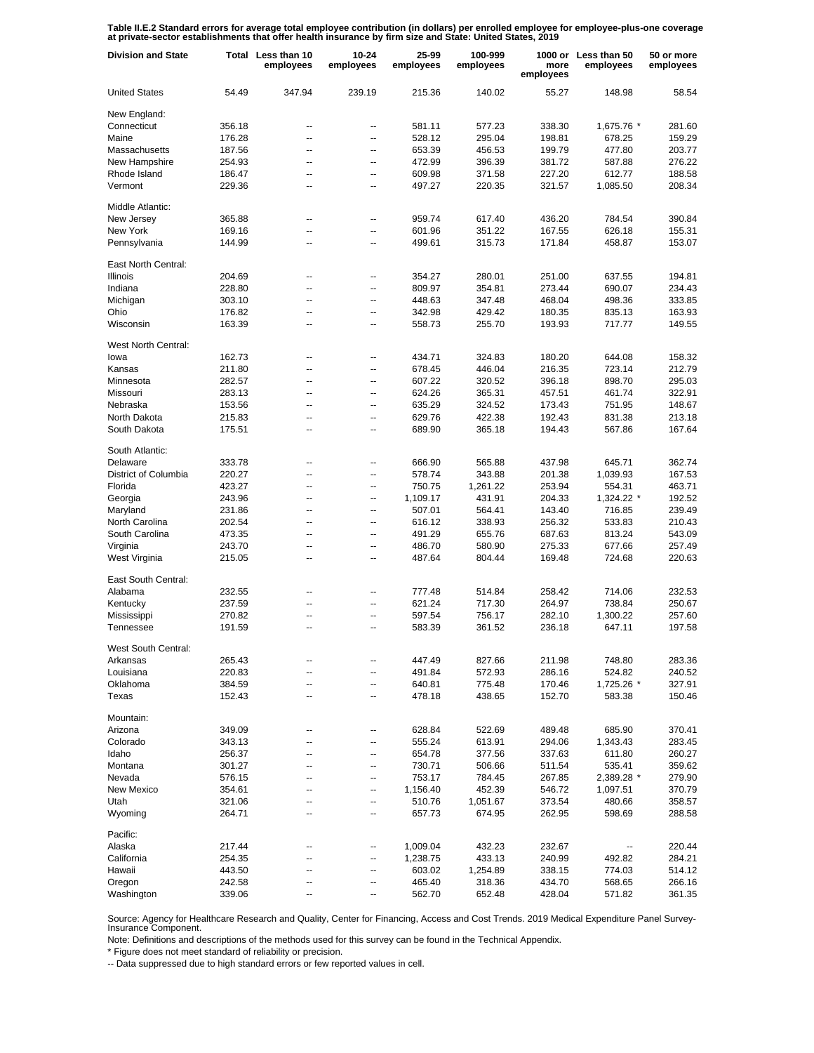**Table II.E.2 Standard errors for average total employee contribution (in dollars) per enrolled employee for employee-plus-one coverage at private-sector establishments that offer health insurance by firm size and State: United States, 2019**

| Division and State | Total | Less than 10 employees | 10-24 employees | 25-99 employees | 100-999 employees | 1000 or more employees | Less than 50 employees | 50 or more employees |
|---|---|---|---|---|---|---|---|---|
| United States | 54.49 | 347.94 | 239.19 | 215.36 | 140.02 | 55.27 | 148.98 | 58.54 |
| New England: | | | | | | | | |
| Connecticut | 356.18 | -- | -- | 581.11 | 577.23 | 338.30 | 1,675.76 * | 281.60 |
| Maine | 176.28 | -- | -- | 528.12 | 295.04 | 198.81 | 678.25 | 159.29 |
| Massachusetts | 187.56 | -- | -- | 653.39 | 456.53 | 199.79 | 477.80 | 203.77 |
| New Hampshire | 254.93 | -- | -- | 472.99 | 396.39 | 381.72 | 587.88 | 276.22 |
| Rhode Island | 186.47 | -- | -- | 609.98 | 371.58 | 227.20 | 612.77 | 188.58 |
| Vermont | 229.36 | -- | -- | 497.27 | 220.35 | 321.57 | 1,085.50 | 208.34 |
| Middle Atlantic: | | | | | | | | |
| New Jersey | 365.88 | -- | -- | 959.74 | 617.40 | 436.20 | 784.54 | 390.84 |
| New York | 169.16 | -- | -- | 601.96 | 351.22 | 167.55 | 626.18 | 155.31 |
| Pennsylvania | 144.99 | -- | -- | 499.61 | 315.73 | 171.84 | 458.87 | 153.07 |
| East North Central: | | | | | | | | |
| Illinois | 204.69 | -- | -- | 354.27 | 280.01 | 251.00 | 637.55 | 194.81 |
| Indiana | 228.80 | -- | -- | 809.97 | 354.81 | 273.44 | 690.07 | 234.43 |
| Michigan | 303.10 | -- | -- | 448.63 | 347.48 | 468.04 | 498.36 | 333.85 |
| Ohio | 176.82 | -- | -- | 342.98 | 429.42 | 180.35 | 835.13 | 163.93 |
| Wisconsin | 163.39 | -- | -- | 558.73 | 255.70 | 193.93 | 717.77 | 149.55 |
| West North Central: | | | | | | | | |
| Iowa | 162.73 | -- | -- | 434.71 | 324.83 | 180.20 | 644.08 | 158.32 |
| Kansas | 211.80 | -- | -- | 678.45 | 446.04 | 216.35 | 723.14 | 212.79 |
| Minnesota | 282.57 | -- | -- | 607.22 | 320.52 | 396.18 | 898.70 | 295.03 |
| Missouri | 283.13 | -- | -- | 624.26 | 365.31 | 457.51 | 461.74 | 322.91 |
| Nebraska | 153.56 | -- | -- | 635.29 | 324.52 | 173.43 | 751.95 | 148.67 |
| North Dakota | 215.83 | -- | -- | 629.76 | 422.38 | 192.43 | 831.38 | 213.18 |
| South Dakota | 175.51 | -- | -- | 689.90 | 365.18 | 194.43 | 567.86 | 167.64 |
| South Atlantic: | | | | | | | | |
| Delaware | 333.78 | -- | -- | 666.90 | 565.88 | 437.98 | 645.71 | 362.74 |
| District of Columbia | 220.27 | -- | -- | 578.74 | 343.88 | 201.38 | 1,039.93 | 167.53 |
| Florida | 423.27 | -- | -- | 750.75 | 1,261.22 | 253.94 | 554.31 | 463.71 |
| Georgia | 243.96 | -- | -- | 1,109.17 | 431.91 | 204.33 | 1,324.22 * | 192.52 |
| Maryland | 231.86 | -- | -- | 507.01 | 564.41 | 143.40 | 716.85 | 239.49 |
| North Carolina | 202.54 | -- | -- | 616.12 | 338.93 | 256.32 | 533.83 | 210.43 |
| South Carolina | 473.35 | -- | -- | 491.29 | 655.76 | 687.63 | 813.24 | 543.09 |
| Virginia | 243.70 | -- | -- | 486.70 | 580.90 | 275.33 | 677.66 | 257.49 |
| West Virginia | 215.05 | -- | -- | 487.64 | 804.44 | 169.48 | 724.68 | 220.63 |
| East South Central: | | | | | | | | |
| Alabama | 232.55 | -- | -- | 777.48 | 514.84 | 258.42 | 714.06 | 232.53 |
| Kentucky | 237.59 | -- | -- | 621.24 | 717.30 | 264.97 | 738.84 | 250.67 |
| Mississippi | 270.82 | -- | -- | 597.54 | 756.17 | 282.10 | 1,300.22 | 257.60 |
| Tennessee | 191.59 | -- | -- | 583.39 | 361.52 | 236.18 | 647.11 | 197.58 |
| West South Central: | | | | | | | | |
| Arkansas | 265.43 | -- | -- | 447.49 | 827.66 | 211.98 | 748.80 | 283.36 |
| Louisiana | 220.83 | -- | -- | 491.84 | 572.93 | 286.16 | 524.82 | 240.52 |
| Oklahoma | 384.59 | -- | -- | 640.81 | 775.48 | 170.46 | 1,725.26 * | 327.91 |
| Texas | 152.43 | -- | -- | 478.18 | 438.65 | 152.70 | 583.38 | 150.46 |
| Mountain: | | | | | | | | |
| Arizona | 349.09 | -- | -- | 628.84 | 522.69 | 489.48 | 685.90 | 370.41 |
| Colorado | 343.13 | -- | -- | 555.24 | 613.91 | 294.06 | 1,343.43 | 283.45 |
| Idaho | 256.37 | -- | -- | 654.78 | 377.56 | 337.63 | 611.80 | 260.27 |
| Montana | 301.27 | -- | -- | 730.71 | 506.66 | 511.54 | 535.41 | 359.62 |
| Nevada | 576.15 | -- | -- | 753.17 | 784.45 | 267.85 | 2,389.28 * | 279.90 |
| New Mexico | 354.61 | -- | -- | 1,156.40 | 452.39 | 546.72 | 1,097.51 | 370.79 |
| Utah | 321.06 | -- | -- | 510.76 | 1,051.67 | 373.54 | 480.66 | 358.57 |
| Wyoming | 264.71 | -- | -- | 657.73 | 674.95 | 262.95 | 598.69 | 288.58 |
| Pacific: | | | | | | | | |
| Alaska | 217.44 | -- | -- | 1,009.04 | 432.23 | 232.67 | -- | 220.44 |
| California | 254.35 | -- | -- | 1,238.75 | 433.13 | 240.99 | 492.82 | 284.21 |
| Hawaii | 443.50 | -- | -- | 603.02 | 1,254.89 | 338.15 | 774.03 | 514.12 |
| Oregon | 242.58 | -- | -- | 465.40 | 318.36 | 434.70 | 568.65 | 266.16 |
| Washington | 339.06 | -- | -- | 562.70 | 652.48 | 428.04 | 571.82 | 361.35 |

Source: Agency for Healthcare Research and Quality, Center for Financing, Access and Cost Trends. 2019 Medical Expenditure Panel Survey-Insurance Component.

Note: Definitions and descriptions of the methods used for this survey can be found in the Technical Appendix.

* Figure does not meet standard of reliability or precision.

-- Data suppressed due to high standard errors or few reported values in cell.